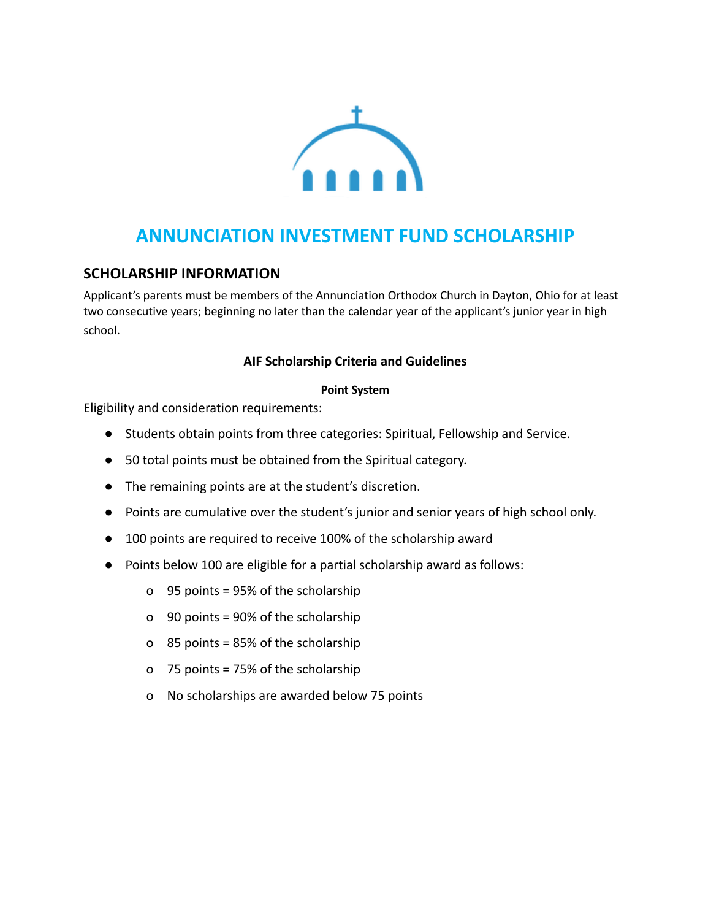# ANNUNCIATION INVESTMENT FUND SCHOLARSHIP

## SCHOLARSHIP INFORMATION

Applicant's parents must be members of the Annunciation Orthodox Church in Dayton, Ohio for at least two consecutive years; beginning no later than the calendar year of the applicant's junior year in high school.

**AIF Scholarship Criteria and Guidelines**

**Point System**

Eligibility and consideration requirements:

- Students obtain points from three categories: Spiritual, Fellowship and Service.
- 50 total points must be obtained from the Spiritual category.
- The remaining points are at the student's discretion.
- Points are cumulative over the student's junior and senior years of high school only.
- 100 points are required to receive 100% of the scholarship award
- Points below 100 are eligible for a partial scholarship award as follows:
  - 95 points = 95% of the scholarship
  - 90 points = 90% of the scholarship
  - 85 points = 85% of the scholarship
  - 75 points = 75% of the scholarship
  - No scholarships are awarded below 75 points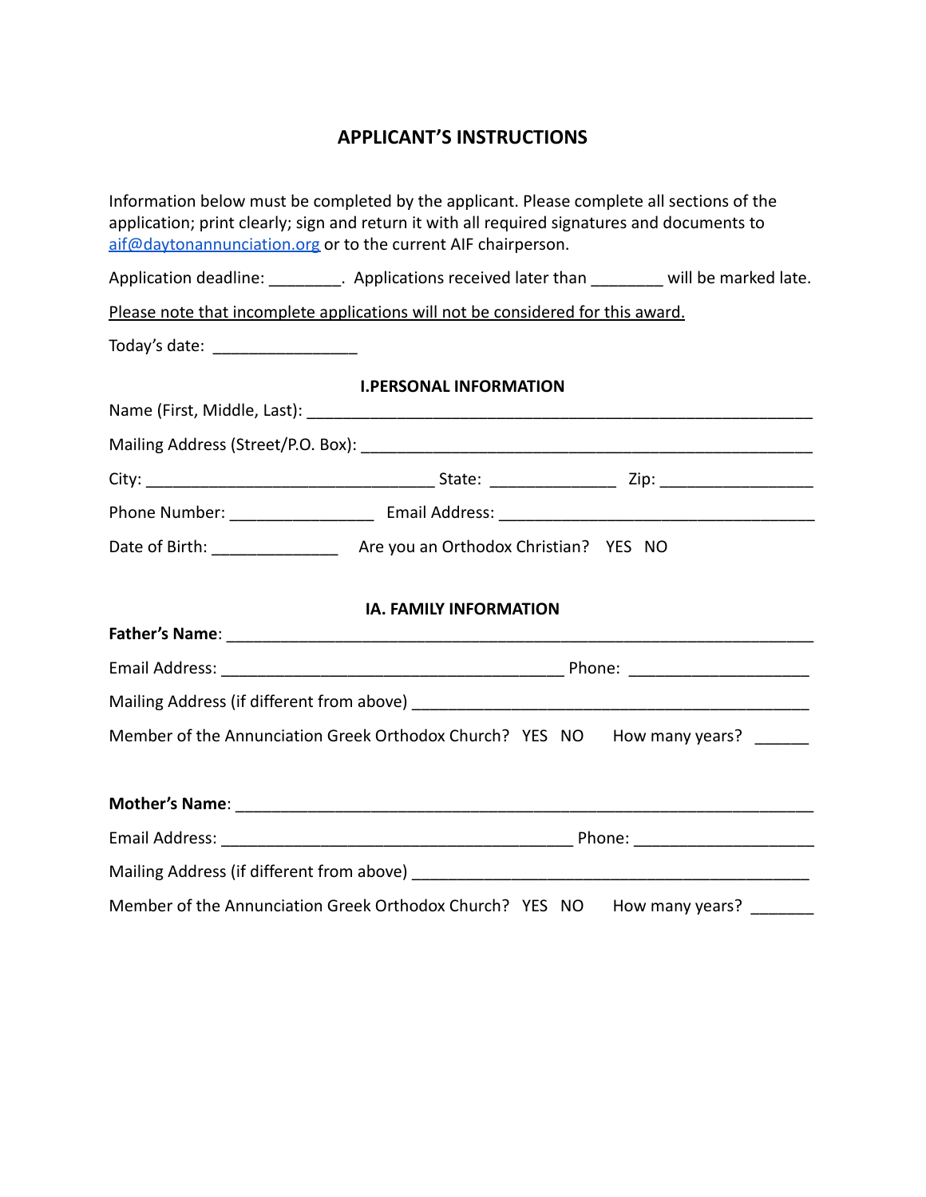# APPLICANT'S INSTRUCTIONS

Information below must be completed by the applicant. Please complete all sections of the application; print clearly; sign and return it with all required signatures and documents to aif@daytonannunciation.org or to the current AIF chairperson.

Application deadline: ________. Applications received later than ________ will be marked late.

Please note that incomplete applications will not be considered for this award.

Today's date: ________________

## I.PERSONAL INFORMATION

Name (First, Middle, Last): ____________________________________________________________

Mailing Address (Street/P.O. Box): _____________________________________________________

City: _________________________________ State: ______________ Zip: _________________

Phone Number: ________________ Email Address: ___________________________________

Date of Birth: ______________ Are you an Orthodox Christian? YES NO

## IA. FAMILY INFORMATION

**Father's Name**: _________________________________________________________________

Email Address: _______________________________________ Phone: ____________________

Mailing Address (if different from above) _____________________________________________

Member of the Annunciation Greek Orthodox Church? YES NO How many years? ______

**Mother's Name**: ________________________________________________________________

Email Address: ________________________________________ Phone: ____________________

Mailing Address (if different from above) _____________________________________________

Member of the Annunciation Greek Orthodox Church? YES NO How many years? _______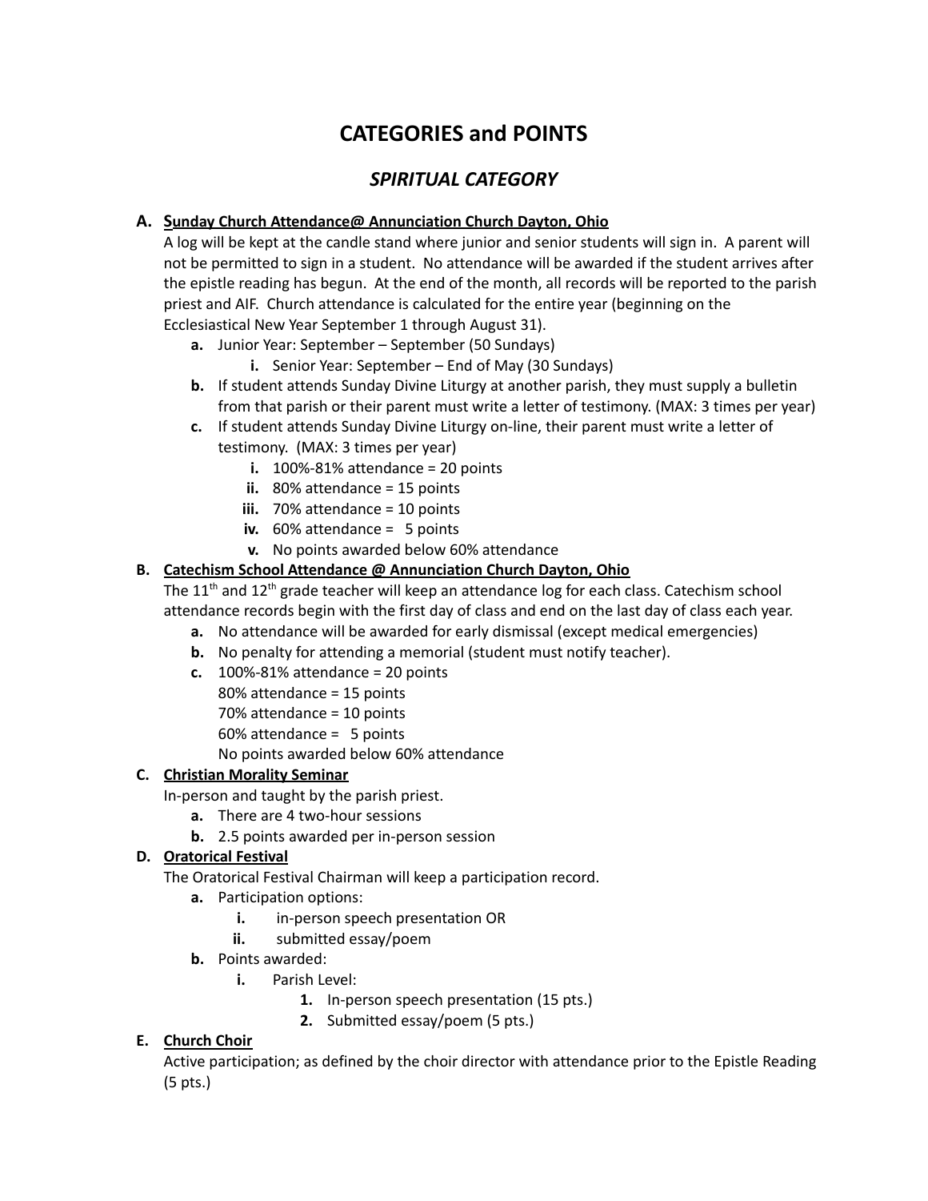# CATEGORIES and POINTS

## *SPIRITUAL CATEGORY*

**A. Sunday Church Attendance@ Annunciation Church Dayton, Ohio**

A log will be kept at the candle stand where junior and senior students will sign in. A parent will not be permitted to sign in a student. No attendance will be awarded if the student arrives after the epistle reading has begun. At the end of the month, all records will be reported to the parish priest and AIF. Church attendance is calculated for the entire year (beginning on the Ecclesiastical New Year September 1 through August 31).

- **a.** Junior Year: September – September (50 Sundays)
  - **i.** Senior Year: September – End of May (30 Sundays)
- **b.** If student attends Sunday Divine Liturgy at another parish, they must supply a bulletin from that parish or their parent must write a letter of testimony. (MAX: 3 times per year)
- **c.** If student attends Sunday Divine Liturgy on-line, their parent must write a letter of testimony. (MAX: 3 times per year)
  - **i.** 100%-81% attendance = 20 points
  - **ii.** 80% attendance = 15 points
  - **iii.** 70% attendance = 10 points
  - **iv.** 60% attendance = 5 points
  - **v.** No points awarded below 60% attendance

**B. Catechism School Attendance @ Annunciation Church Dayton, Ohio**

The 11th and 12th grade teacher will keep an attendance log for each class. Catechism school attendance records begin with the first day of class and end on the last day of class each year.

- **a.** No attendance will be awarded for early dismissal (except medical emergencies)
- **b.** No penalty for attending a memorial (student must notify teacher).
- **c.** 100%-81% attendance = 20 points
  80% attendance = 15 points
  70% attendance = 10 points
  60% attendance = 5 points
  No points awarded below 60% attendance

**C. Christian Morality Seminar**

In-person and taught by the parish priest.

- **a.** There are 4 two-hour sessions
- **b.** 2.5 points awarded per in-person session

**D. Oratorical Festival**

The Oratorical Festival Chairman will keep a participation record.

- **a.** Participation options:
  - **i.** in-person speech presentation OR
  - **ii.** submitted essay/poem
- **b.** Points awarded:
  - **i.** Parish Level:
    1. In-person speech presentation (15 pts.)
    2. Submitted essay/poem (5 pts.)

**E. Church Choir**

Active participation; as defined by the choir director with attendance prior to the Epistle Reading (5 pts.)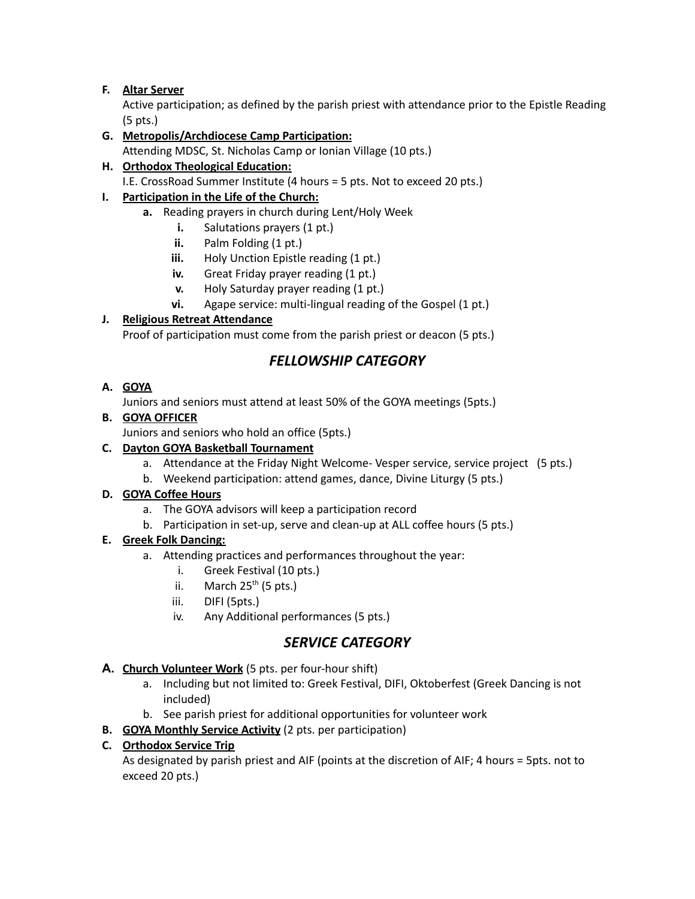**F. <u>Altar Server</u>**

Active participation; as defined by the parish priest with attendance prior to the Epistle Reading (5 pts.)

**G. <u>Metropolis/Archdiocese Camp Participation:</u>**

Attending MDSC, St. Nicholas Camp or Ionian Village (10 pts.)

**H. <u>Orthodox Theological Education:</u>**

I.E. CrossRoad Summer Institute (4 hours = 5 pts. Not to exceed 20 pts.)

**I. <u>Participation in the Life of the Church:</u>**

- **a.** Reading prayers in church during Lent/Holy Week
  - **i.** Salutations prayers (1 pt.)
  - **ii.** Palm Folding (1 pt.)
  - **iii.** Holy Unction Epistle reading (1 pt.)
  - **iv.** Great Friday prayer reading (1 pt.)
  - **v.** Holy Saturday prayer reading (1 pt.)
  - **vi.** Agape service: multi-lingual reading of the Gospel (1 pt.)

**J. <u>Religious Retreat Attendance</u>**

Proof of participation must come from the parish priest or deacon (5 pts.)

## *FELLOWSHIP CATEGORY*

**A. <u>GOYA</u>**

Juniors and seniors must attend at least 50% of the GOYA meetings (5pts.)

**B. <u>GOYA OFFICER</u>**

Juniors and seniors who hold an office (5pts.)

**C. <u>Dayton GOYA Basketball Tournament</u>**

- a. Attendance at the Friday Night Welcome- Vesper service, service project (5 pts.)
- b. Weekend participation: attend games, dance, Divine Liturgy (5 pts.)

**D. <u>GOYA Coffee Hours</u>**

- a. The GOYA advisors will keep a participation record
- b. Participation in set-up, serve and clean-up at ALL coffee hours (5 pts.)

**E. <u>Greek Folk Dancing:</u>**

- a. Attending practices and performances throughout the year:
  - i. Greek Festival (10 pts.)
  - ii. March 25th (5 pts.)
  - iii. DIFI (5pts.)
  - iv. Any Additional performances (5 pts.)

## *SERVICE CATEGORY*

**A. <u>Church Volunteer Work</u>** (5 pts. per four-hour shift)

- a. Including but not limited to: Greek Festival, DIFI, Oktoberfest (Greek Dancing is not included)
- b. See parish priest for additional opportunities for volunteer work

**B. <u>GOYA Monthly Service Activity</u>** (2 pts. per participation)

**C. <u>Orthodox Service Trip</u>**

As designated by parish priest and AIF (points at the discretion of AIF; 4 hours = 5pts. not to exceed 20 pts.)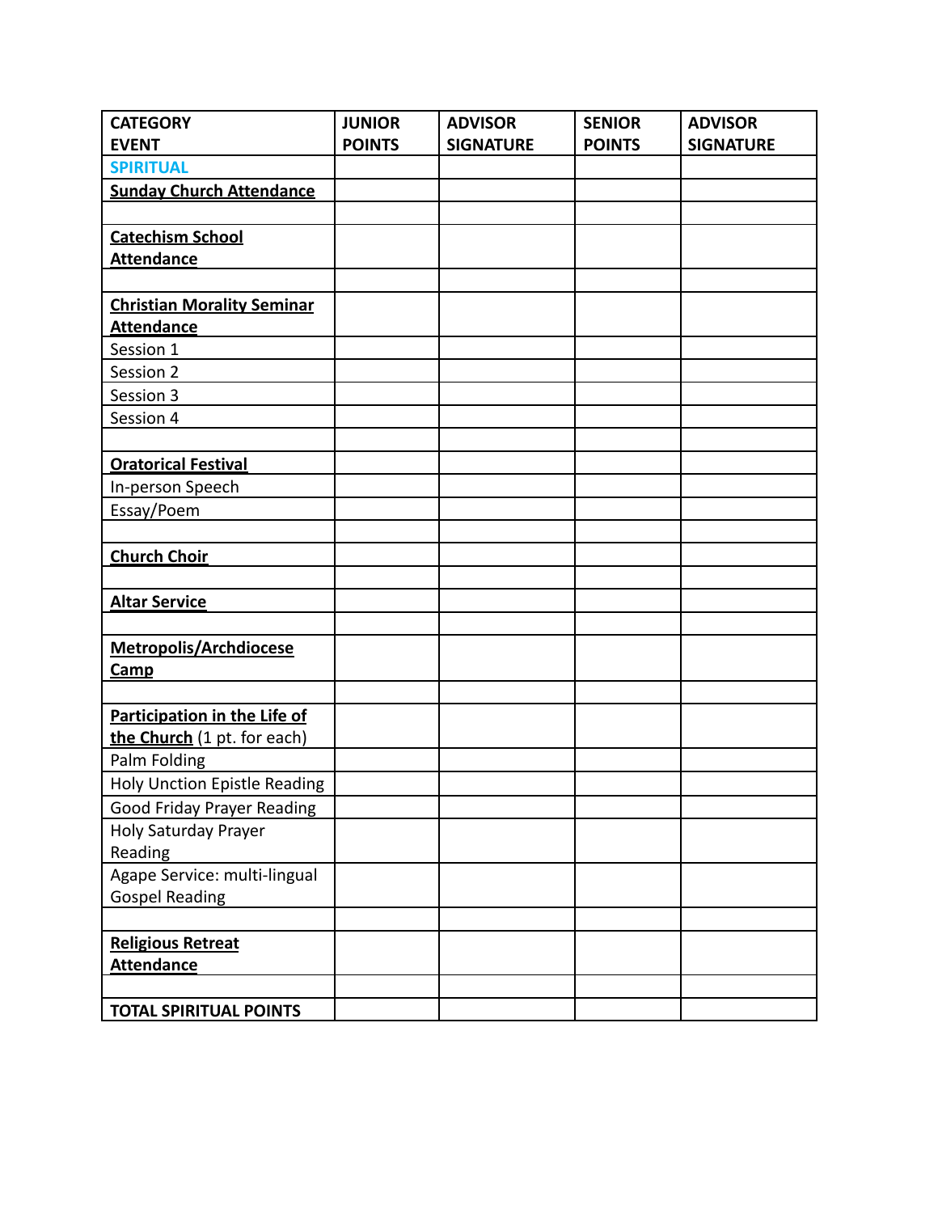| CATEGORY<br>EVENT | JUNIOR POINTS | ADVISOR SIGNATURE | SENIOR POINTS | ADVISOR SIGNATURE |
|---|---|---|---|---|
| SPIRITUAL | | | | |
| **Sunday Church Attendance** | | | | |
| | | | | |
| **Catechism School Attendance** | | | | |
| | | | | |
| **Christian Morality Seminar Attendance** | | | | |
| Session 1 | | | | |
| Session 2 | | | | |
| Session 3 | | | | |
| Session 4 | | | | |
| | | | | |
| **Oratorical Festival** | | | | |
| In-person Speech | | | | |
| Essay/Poem | | | | |
| | | | | |
| **Church Choir** | | | | |
| | | | | |
| **Altar Service** | | | | |
| | | | | |
| **Metropolis/Archdiocese Camp** | | | | |
| | | | | |
| **Participation in the Life of the Church** (1 pt. for each) | | | | |
| Palm Folding | | | | |
| Holy Unction Epistle Reading | | | | |
| Good Friday Prayer Reading | | | | |
| Holy Saturday Prayer Reading | | | | |
| Agape Service: multi-lingual Gospel Reading | | | | |
| | | | | |
| **Religious Retreat Attendance** | | | | |
| | | | | |
| **TOTAL SPIRITUAL POINTS** | | | | |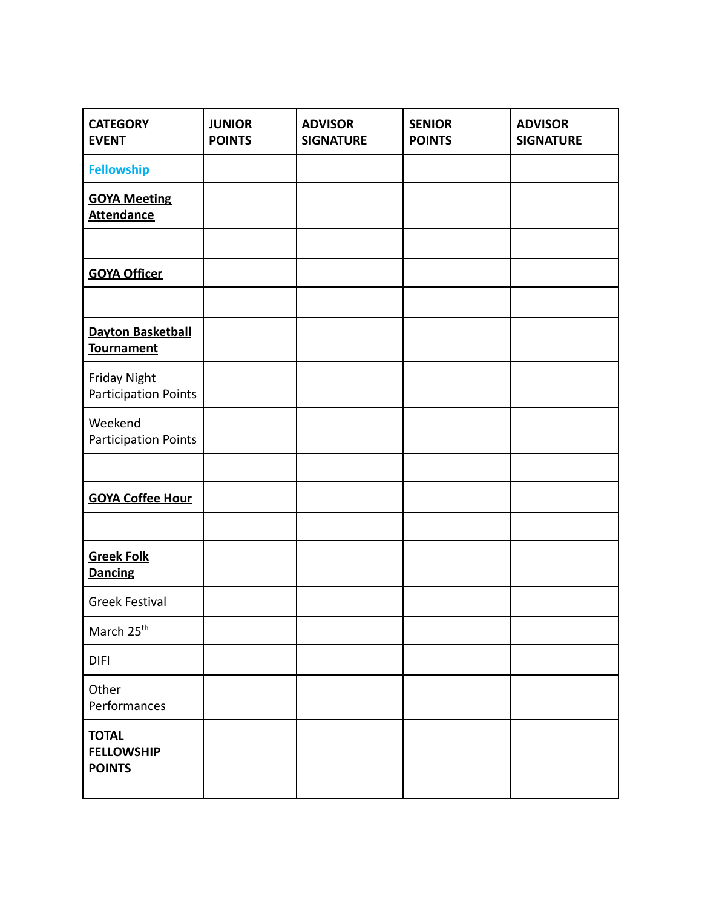| CATEGORY EVENT | JUNIOR POINTS | ADVISOR SIGNATURE | SENIOR POINTS | ADVISOR SIGNATURE |
|---|---|---|---|---|
| Fellowship | | | | |
| **GOYA Meeting Attendance** | | | | |
| | | | | |
| **GOYA Officer** | | | | |
| | | | | |
| **Dayton Basketball Tournament** | | | | |
| Friday Night Participation Points | | | | |
| Weekend Participation Points | | | | |
| | | | | |
| **GOYA Coffee Hour** | | | | |
| | | | | |
| **Greek Folk Dancing** | | | | |
| Greek Festival | | | | |
| March 25th | | | | |
| DIFI | | | | |
| Other Performances | | | | |
| **TOTAL FELLOWSHIP POINTS** | | | | |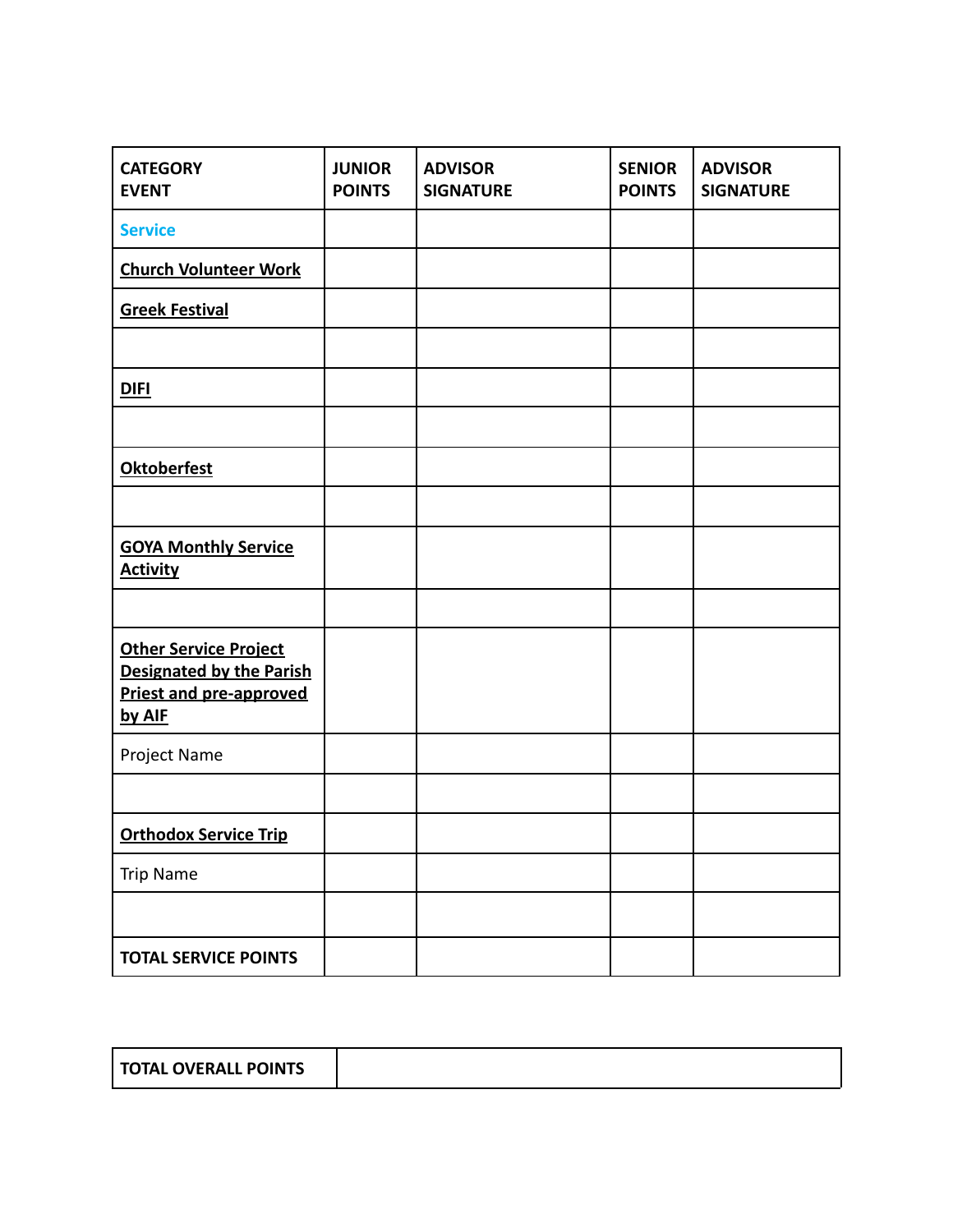| CATEGORY EVENT | JUNIOR POINTS | ADVISOR SIGNATURE | SENIOR POINTS | ADVISOR SIGNATURE |
|---|---|---|---|---|
| Service | | | | |
| **Church Volunteer Work** | | | | |
| **Greek Festival** | | | | |
| | | | | |
| **DIFI** | | | | |
| | | | | |
| **Oktoberfest** | | | | |
| | | | | |
| **GOYA Monthly Service Activity** | | | | |
| | | | | |
| **Other Service Project Designated by the Parish Priest and pre-approved by AIF** | | | | |
| Project Name | | | | |
| | | | | |
| **Orthodox Service Trip** | | | | |
| Trip Name | | | | |
| | | | | |
| **TOTAL SERVICE POINTS** | | | | |

| | |
|---|---|
| **TOTAL OVERALL POINTS** | |